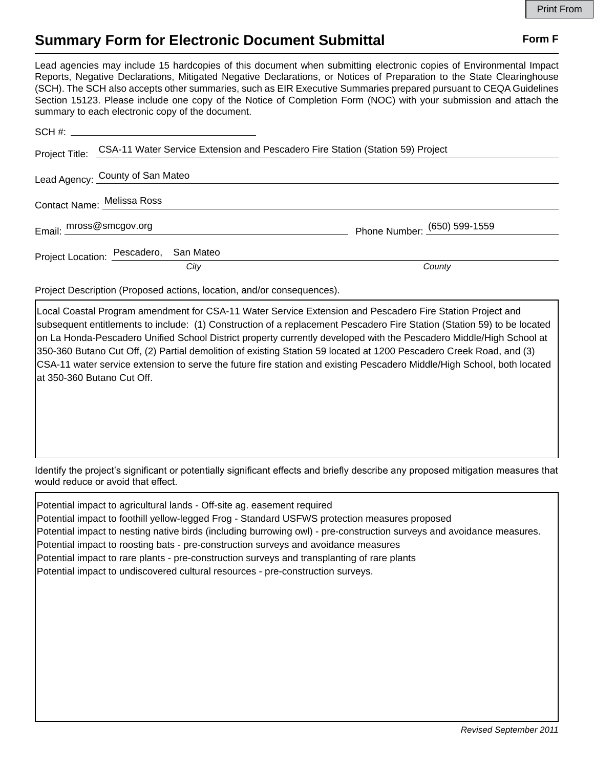Print From

# Summary Form for Electronic Document Submittal

**Form F**

Lead agencies may include 15 hardcopies of this document when submitting electronic copies of Environmental Impact Reports, Negative Declarations, Mitigated Negative Declarations, or Notices of Preparation to the State Clearinghouse (SCH). The SCH also accepts other summaries, such as EIR Executive Summaries prepared pursuant to CEQA Guidelines Section 15123. Please include one copy of the Notice of Completion Form (NOC) with your submission and attach the summary to each electronic copy of the document.

SCH #: 

Project Title: CSA-11 Water Service Extension and Pescadero Fire Station (Station 59) Project

Lead Agency: County of San Mateo

Contact Name: Melissa Ross

Email: mross@smcgov.org

Phone Number: (650) 599-1559

Project Location: Pescadero, San Mateo

*City* *County*

Project Description (Proposed actions, location, and/or consequences).

Local Coastal Program amendment for CSA-11 Water Service Extension and Pescadero Fire Station Project and subsequent entitlements to include: (1) Construction of a replacement Pescadero Fire Station (Station 59) to be located on La Honda-Pescadero Unified School District property currently developed with the Pescadero Middle/High School at 350-360 Butano Cut Off, (2) Partial demolition of existing Station 59 located at 1200 Pescadero Creek Road, and (3) CSA-11 water service extension to serve the future fire station and existing Pescadero Middle/High School, both located at 350-360 Butano Cut Off.

Identify the project's significant or potentially significant effects and briefly describe any proposed mitigation measures that would reduce or avoid that effect.

Potential impact to agricultural lands - Off-site ag. easement required
Potential impact to foothill yellow-legged Frog - Standard USFWS protection measures proposed
Potential impact to nesting native birds (including burrowing owl) - pre-construction surveys and avoidance measures.
Potential impact to roosting bats - pre-construction surveys and avoidance measures
Potential impact to rare plants - pre-construction surveys and transplanting of rare plants
Potential impact to undiscovered cultural resources - pre-construction surveys.

*Revised September 2011*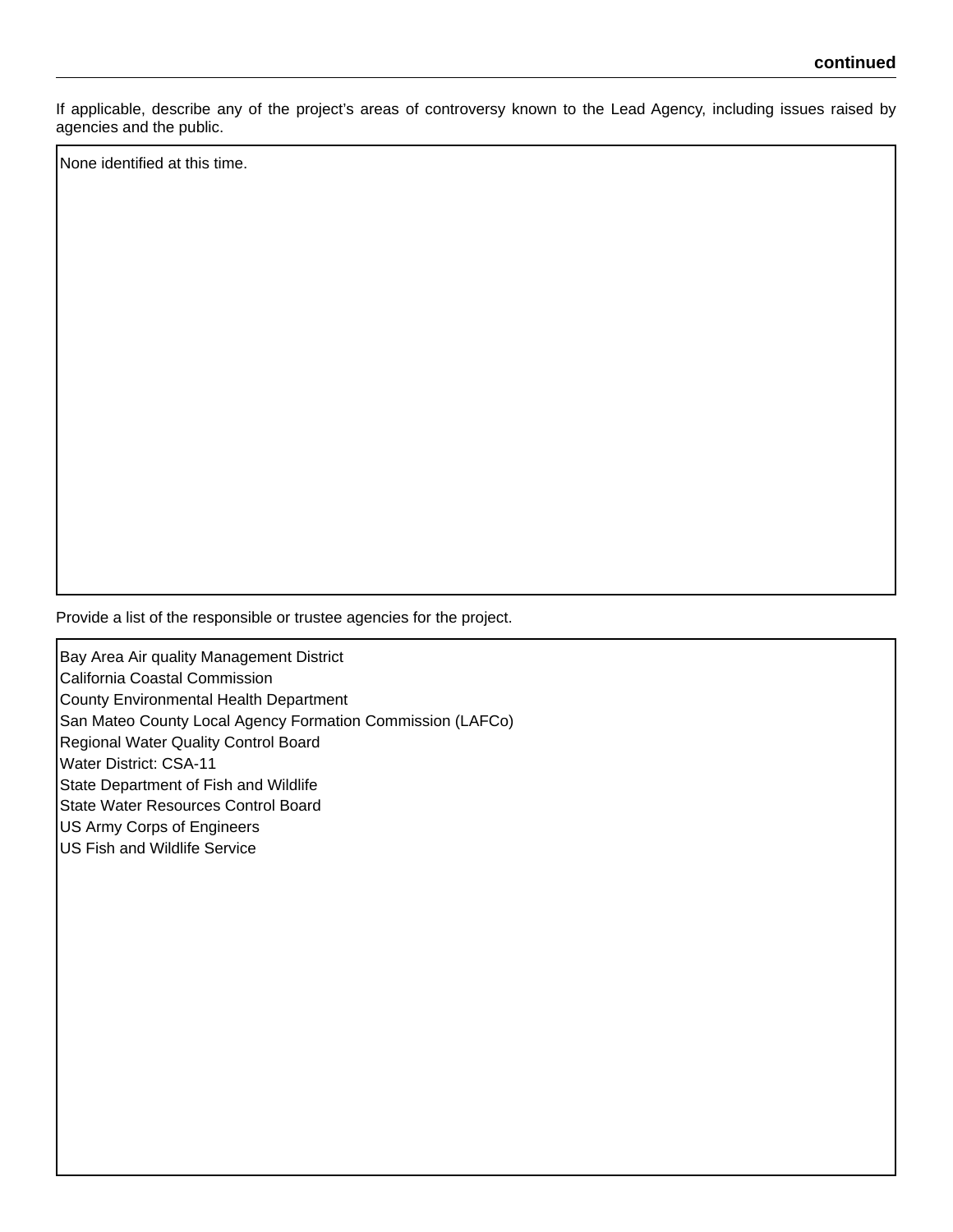If applicable, describe any of the project's areas of controversy known to the Lead Agency, including issues raised by agencies and the public.

None identified at this time.

Provide a list of the responsible or trustee agencies for the project.

Bay Area Air quality Management District
California Coastal Commission
County Environmental Health Department
San Mateo County Local Agency Formation Commission (LAFCo)
Regional Water Quality Control Board
Water District: CSA-11
State Department of Fish and Wildlife
State Water Resources Control Board
US Army Corps of Engineers
US Fish and Wildlife Service